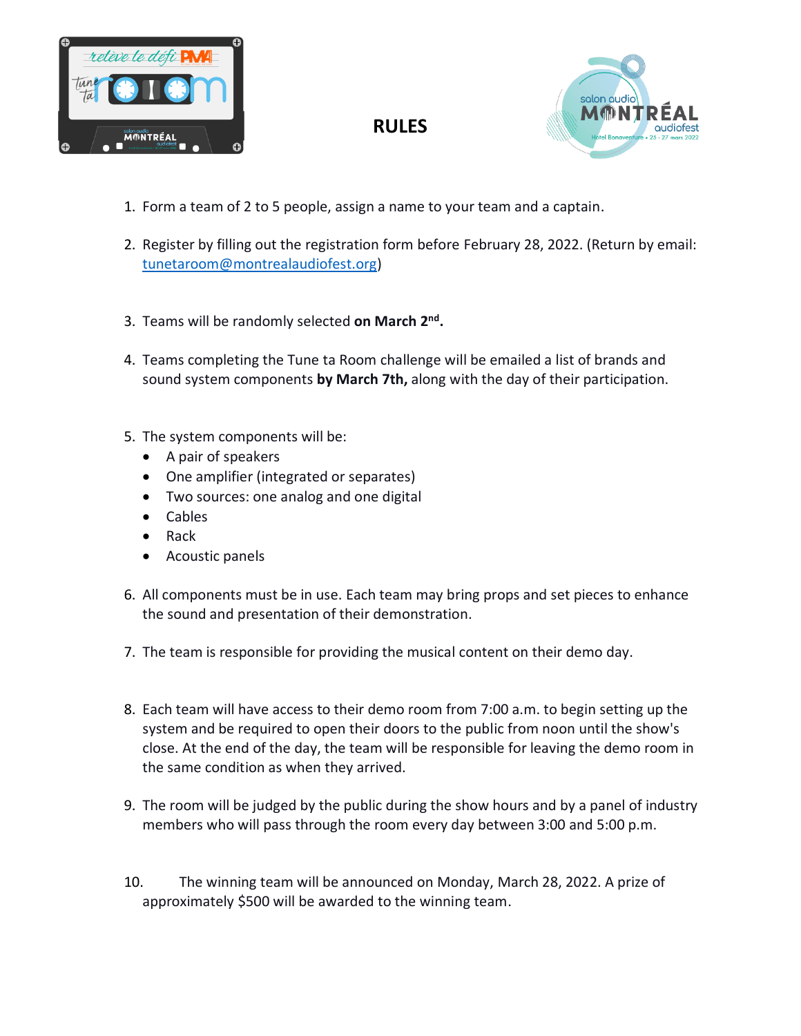# RULES

1. Form a team of 2 to 5 people, assign a name to your team and a captain.

2. Register by filling out the registration form before February 28, 2022. (Return by email: tunetaroom@montrealaudiofest.org)

3. Teams will be randomly selected **on March 2nd.**

4. Teams completing the Tune ta Room challenge will be emailed a list of brands and sound system components **by March 7th,** along with the day of their participation.

5. The system components will be:
   - A pair of speakers
   - One amplifier (integrated or separates)
   - Two sources: one analog and one digital
   - Cables
   - Rack
   - Acoustic panels

6. All components must be in use. Each team may bring props and set pieces to enhance the sound and presentation of their demonstration.

7. The team is responsible for providing the musical content on their demo day.

8. Each team will have access to their demo room from 7:00 a.m. to begin setting up the system and be required to open their doors to the public from noon until the show's close. At the end of the day, the team will be responsible for leaving the demo room in the same condition as when they arrived.

9. The room will be judged by the public during the show hours and by a panel of industry members who will pass through the room every day between 3:00 and 5:00 p.m.

10. The winning team will be announced on Monday, March 28, 2022. A prize of approximately $500 will be awarded to the winning team.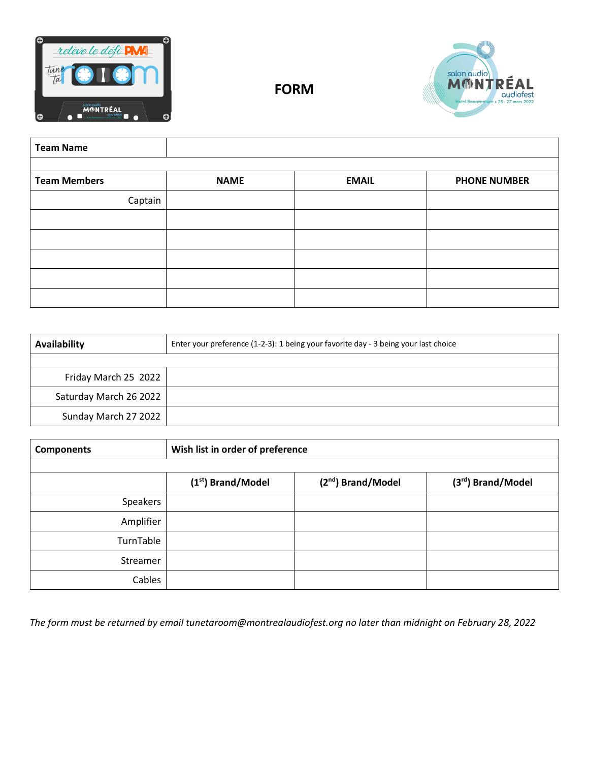# FORM

| | | | |
|---|---|---|---|
| **Team Name** | | | |
| | | | |
| **Team Members** | **NAME** | **EMAIL** | **PHONE NUMBER** |
| Captain | | | |
| | | | |
| | | | |
| | | | |
| | | | |
| | | | |

| | |
|---|---|
| **Availability** | Enter your preference (1-2-3): 1 being your favorite day - 3 being your last choice |
| | |
| Friday March 25 2022 | |
| Saturday March 26 2022 | |
| Sunday March 27 2022 | |

| | | | |
|---|---|---|---|
| **Components** | **Wish list in order of preference** | | |
| | | | |
| | **(1st) Brand/Model** | **(2nd) Brand/Model** | **(3rd) Brand/Model** |
| Speakers | | | |
| Amplifier | | | |
| TurnTable | | | |
| Streamer | | | |
| Cables | | | |

*The form must be returned by email tunetaroom@montrealaudiofest.org no later than midnight on February 28, 2022*